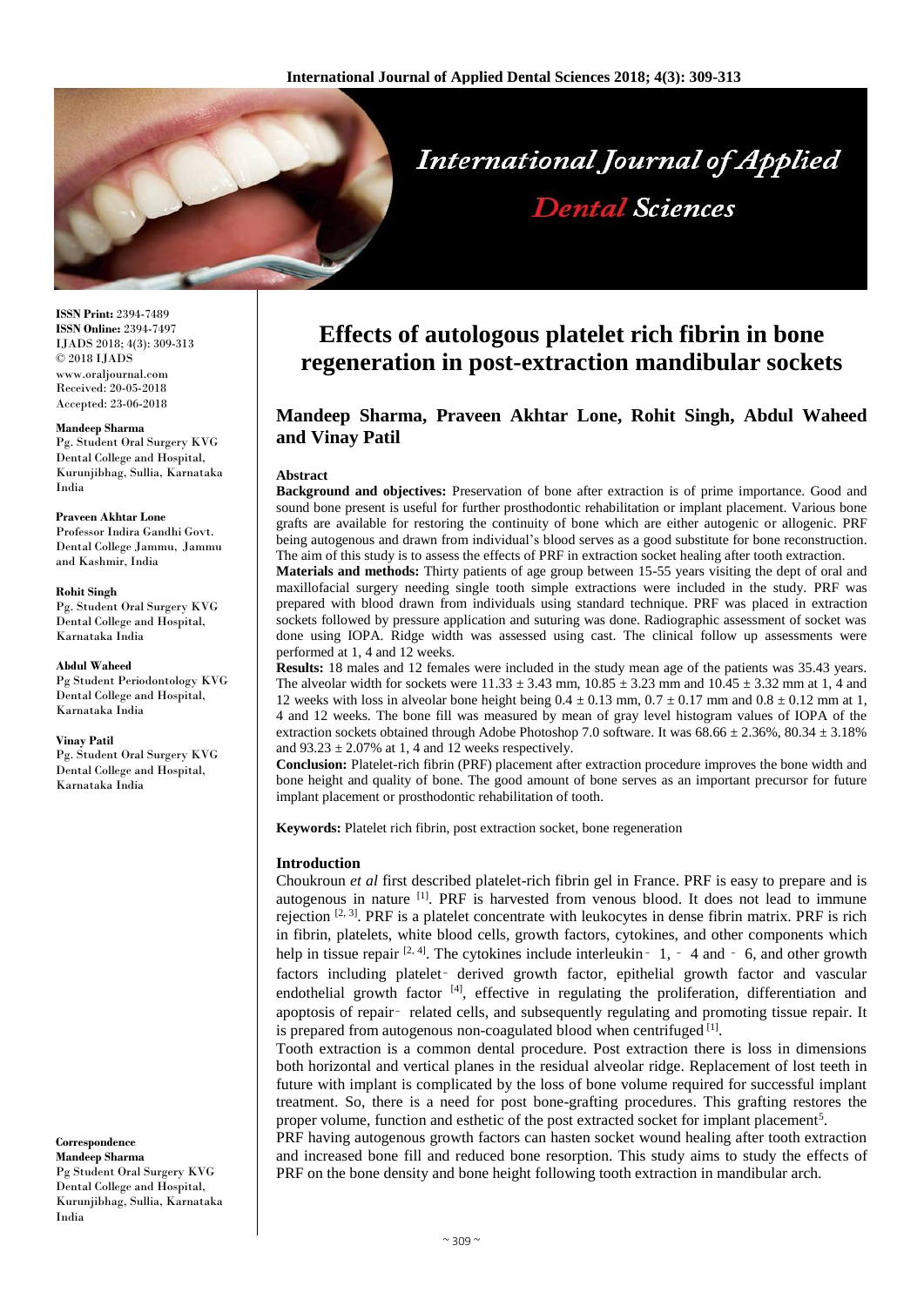# Effects of autologous platelet rich fibrin in bone regeneration in post-extraction mandibular sockets

## Mandeep Sharma, Praveen Akhtar Lone, Rohit Singh, Abdul Waheed and Vinay Patil

**ISSN Print:** 2394-7489
**ISSN Online:** 2394-7497
IJADS 2018; 4(3): 309-313
© 2018 IJADS
www.oraljournal.com
Received: 20-05-2018
Accepted: 23-06-2018

**Mandeep Sharma**
Pg. Student Oral Surgery KVG Dental College and Hospital, Kurunjibhag, Sullia, Karnataka India

**Praveen Akhtar Lone**
Professor Indira Gandhi Govt. Dental College Jammu, Jammu and Kashmir, India

**Rohit Singh**
Pg. Student Oral Surgery KVG Dental College and Hospital, Karnataka India

**Abdul Waheed**
Pg Student Periodontology KVG Dental College and Hospital, Karnataka India

**Vinay Patil**
Pg. Student Oral Surgery KVG Dental College and Hospital, Karnataka India

**Correspondence**
**Mandeep Sharma**
Pg Student Oral Surgery KVG Dental College and Hospital, Kurunjibhag, Sullia, Karnataka India

### Abstract

**Background and objectives:** Preservation of bone after extraction is of prime importance. Good and sound bone present is useful for further prosthodontic rehabilitation or implant placement. Various bone grafts are available for restoring the continuity of bone which are either autogenic or allogenic. PRF being autogenous and drawn from individual's blood serves as a good substitute for bone reconstruction. The aim of this study is to assess the effects of PRF in extraction socket healing after tooth extraction.

**Materials and methods:** Thirty patients of age group between 15-55 years visiting the dept of oral and maxillofacial surgery needing single tooth simple extractions were included in the study. PRF was prepared with blood drawn from individuals using standard technique. PRF was placed in extraction sockets followed by pressure application and suturing was done. Radiographic assessment of socket was done using IOPA. Ridge width was assessed using cast. The clinical follow up assessments were performed at 1, 4 and 12 weeks.

**Results:** 18 males and 12 females were included in the study mean age of the patients was 35.43 years. The alveolar width for sockets were $11.33 \pm 3.43$ mm, $10.85 \pm 3.23$ mm and $10.45 \pm 3.32$ mm at 1, 4 and 12 weeks with loss in alveolar bone height being $0.4 \pm 0.13$ mm, $0.7 \pm 0.17$ mm and $0.8 \pm 0.12$ mm at 1, 4 and 12 weeks. The bone fill was measured by mean of gray level histogram values of IOPA of the extraction sockets obtained through Adobe Photoshop 7.0 software. It was $68.66 \pm 2.36\%$, $80.34 \pm 3.18\%$ and $93.23 \pm 2.07\%$ at 1, 4 and 12 weeks respectively.

**Conclusion:** Platelet-rich fibrin (PRF) placement after extraction procedure improves the bone width and bone height and quality of bone. The good amount of bone serves as an important precursor for future implant placement or prosthodontic rehabilitation of tooth.

**Keywords:** Platelet rich fibrin, post extraction socket, bone regeneration

### Introduction

Choukroun *et al* first described platelet-rich fibrin gel in France. PRF is easy to prepare and is autogenous in nature [1]. PRF is harvested from venous blood. It does not lead to immune rejection [2, 3]. PRF is a platelet concentrate with leukocytes in dense fibrin matrix. PRF is rich in fibrin, platelets, white blood cells, growth factors, cytokines, and other components which help in tissue repair [2, 4]. The cytokines include interleukin‑1, ‑4 and ‑6, and other growth factors including platelet‑derived growth factor, epithelial growth factor and vascular endothelial growth factor [4], effective in regulating the proliferation, differentiation and apoptosis of repair‑related cells, and subsequently regulating and promoting tissue repair. It is prepared from autogenous non-coagulated blood when centrifuged [1].

Tooth extraction is a common dental procedure. Post extraction there is loss in dimensions both horizontal and vertical planes in the residual alveolar ridge. Replacement of lost teeth in future with implant is complicated by the loss of bone volume required for successful implant treatment. So, there is a need for post bone-grafting procedures. This grafting restores the proper volume, function and esthetic of the post extracted socket for implant placement[5].

PRF having autogenous growth factors can hasten socket wound healing after tooth extraction and increased bone fill and reduced bone resorption. This study aims to study the effects of PRF on the bone density and bone height following tooth extraction in mandibular arch.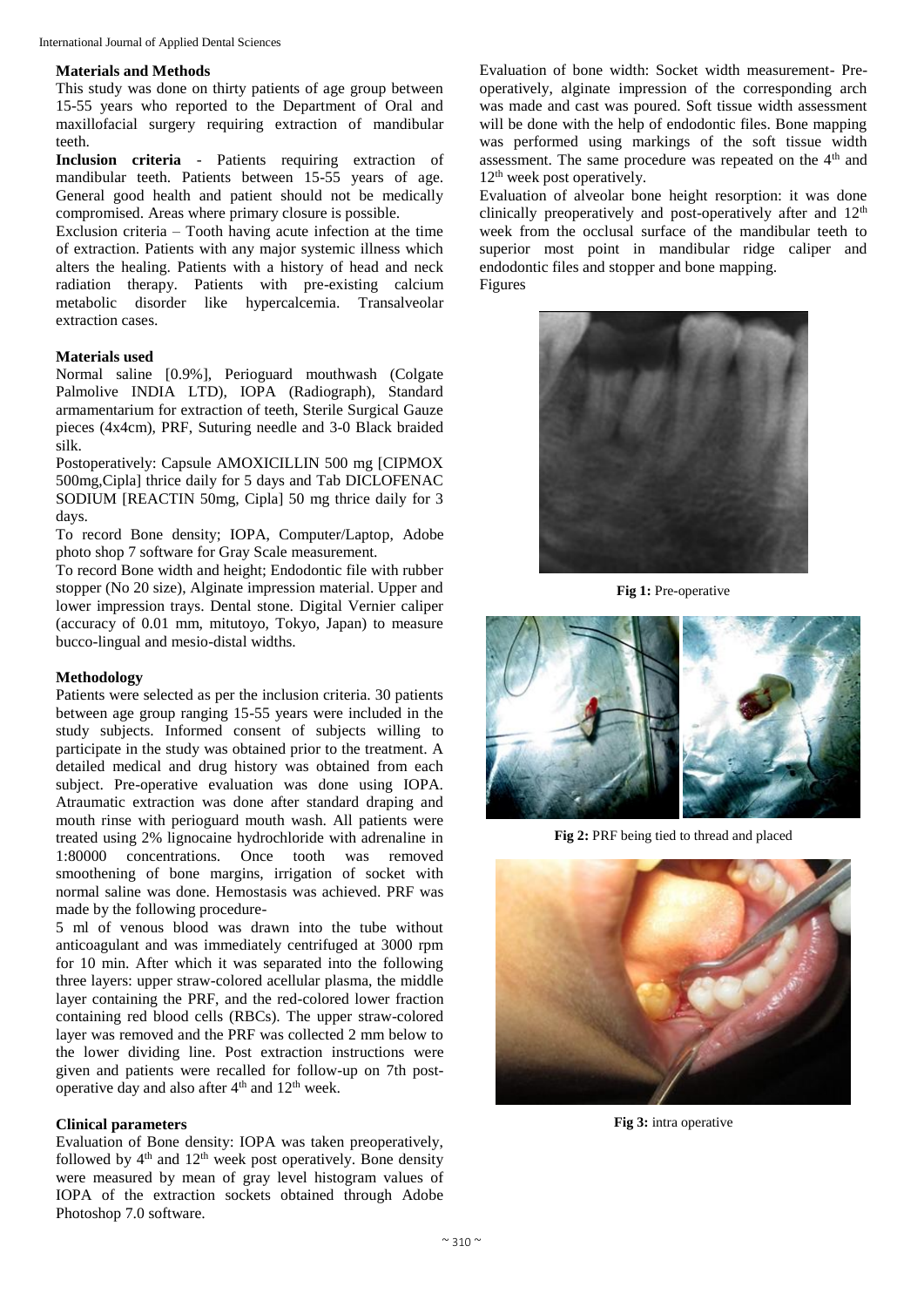## Materials and Methods

This study was done on thirty patients of age group between 15-55 years who reported to the Department of Oral and maxillofacial surgery requiring extraction of mandibular teeth.

**Inclusion criteria** - Patients requiring extraction of mandibular teeth. Patients between 15-55 years of age. General good health and patient should not be medically compromised. Areas where primary closure is possible.

Exclusion criteria – Tooth having acute infection at the time of extraction. Patients with any major systemic illness which alters the healing. Patients with a history of head and neck radiation therapy. Patients with pre-existing calcium metabolic disorder like hypercalcemia. Transalveolar extraction cases.

### Materials used

Normal saline [0.9%], Perioguard mouthwash (Colgate Palmolive INDIA LTD), IOPA (Radiograph), Standard armamentarium for extraction of teeth, Sterile Surgical Gauze pieces (4x4cm), PRF, Suturing needle and 3-0 Black braided silk.

Postoperatively: Capsule AMOXICILLIN 500 mg [CIPMOX 500mg,Cipla] thrice daily for 5 days and Tab DICLOFENAC SODIUM [REACTIN 50mg, Cipla] 50 mg thrice daily for 3 days.

To record Bone density; IOPA, Computer/Laptop, Adobe photo shop 7 software for Gray Scale measurement.

To record Bone width and height; Endodontic file with rubber stopper (No 20 size), Alginate impression material. Upper and lower impression trays. Dental stone. Digital Vernier caliper (accuracy of 0.01 mm, mitutoyo, Tokyo, Japan) to measure bucco-lingual and mesio-distal widths.

### Methodology

Patients were selected as per the inclusion criteria. 30 patients between age group ranging 15-55 years were included in the study subjects. Informed consent of subjects willing to participate in the study was obtained prior to the treatment. A detailed medical and drug history was obtained from each subject. Pre-operative evaluation was done using IOPA. Atraumatic extraction was done after standard draping and mouth rinse with perioguard mouth wash. All patients were treated using 2% lignocaine hydrochloride with adrenaline in 1:80000 concentrations. Once tooth was removed smoothening of bone margins, irrigation of socket with normal saline was done. Hemostasis was achieved. PRF was made by the following procedure-

5 ml of venous blood was drawn into the tube without anticoagulant and was immediately centrifuged at 3000 rpm for 10 min. After which it was separated into the following three layers: upper straw-colored acellular plasma, the middle layer containing the PRF, and the red-colored lower fraction containing red blood cells (RBCs). The upper straw-colored layer was removed and the PRF was collected 2 mm below to the lower dividing line. Post extraction instructions were given and patients were recalled for follow-up on 7th post-operative day and also after 4th and 12th week.

### Clinical parameters

Evaluation of Bone density: IOPA was taken preoperatively, followed by 4th and 12th week post operatively. Bone density were measured by mean of gray level histogram values of IOPA of the extraction sockets obtained through Adobe Photoshop 7.0 software.

Evaluation of bone width: Socket width measurement- Pre-operatively, alginate impression of the corresponding arch was made and cast was poured. Soft tissue width assessment will be done with the help of endodontic files. Bone mapping was performed using markings of the soft tissue width assessment. The same procedure was repeated on the 4th and 12th week post operatively.

Evaluation of alveolar bone height resorption: it was done clinically preoperatively and post-operatively after and 12th week from the occlusal surface of the mandibular teeth to superior most point in mandibular ridge caliper and endodontic files and stopper and bone mapping.

Figures

**Fig 1:** Pre-operative

**Fig 2:** PRF being tied to thread and placed

**Fig 3:** intra operative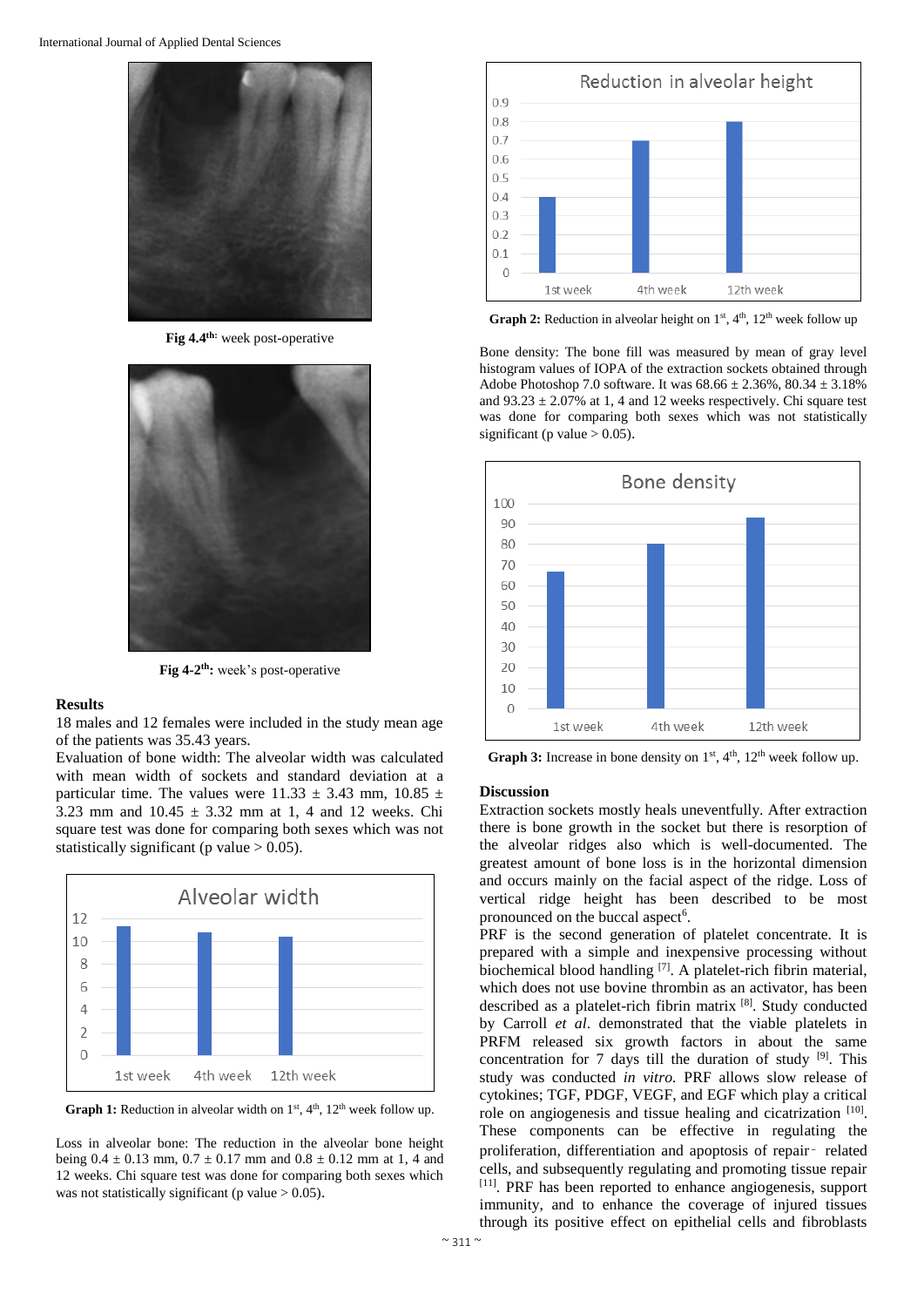Fig 4.4[th:] week post-operative

Fig 4-2[th]: week's post-operative

## Results

18 males and 12 females were included in the study mean age of the patients was 35.43 years.

Evaluation of bone width: The alveolar width was calculated with mean width of sockets and standard deviation at a particular time. The values were 11.33 ± 3.43 mm, 10.85 ± 3.23 mm and 10.45 ± 3.32 mm at 1, 4 and 12 weeks. Chi square test was done for comparing both sexes which was not statistically significant (p value > 0.05).

**Graph 1:** Reduction in alveolar width on 1[st], 4[th], 12[th] week follow up.

Loss in alveolar bone: The reduction in the alveolar bone height being 0.4 ± 0.13 mm, 0.7 ± 0.17 mm and 0.8 ± 0.12 mm at 1, 4 and 12 weeks. Chi square test was done for comparing both sexes which was not statistically significant (p value > 0.05).

**Graph 2:** Reduction in alveolar height on 1[st], 4[th], 12[th] week follow up

Bone density: The bone fill was measured by mean of gray level histogram values of IOPA of the extraction sockets obtained through Adobe Photoshop 7.0 software. It was 68.66 ± 2.36%, 80.34 ± 3.18% and 93.23 ± 2.07% at 1, 4 and 12 weeks respectively. Chi square test was done for comparing both sexes which was not statistically significant (p value > 0.05).

**Graph 3:** Increase in bone density on 1[st], 4[th], 12[th] week follow up.

## Discussion

Extraction sockets mostly heals uneventfully. After extraction there is bone growth in the socket but there is resorption of the alveolar ridges also which is well-documented. The greatest amount of bone loss is in the horizontal dimension and occurs mainly on the facial aspect of the ridge. Loss of vertical ridge height has been described to be most pronounced on the buccal aspect[6].

PRF is the second generation of platelet concentrate. It is prepared with a simple and inexpensive processing without biochemical blood handling [7]. A platelet-rich fibrin material, which does not use bovine thrombin as an activator, has been described as a platelet-rich fibrin matrix [8]. Study conducted by Carroll *et al*. demonstrated that the viable platelets in PRFM released six growth factors in about the same concentration for 7 days till the duration of study [9]. This study was conducted *in vitro.* PRF allows slow release of cytokines; TGF, PDGF, VEGF, and EGF which play a critical role on angiogenesis and tissue healing and cicatrization [10]. These components can be effective in regulating the proliferation, differentiation and apoptosis of repair‐related cells, and subsequently regulating and promoting tissue repair [11]. PRF has been reported to enhance angiogenesis, support immunity, and to enhance the coverage of injured tissues through its positive effect on epithelial cells and fibroblasts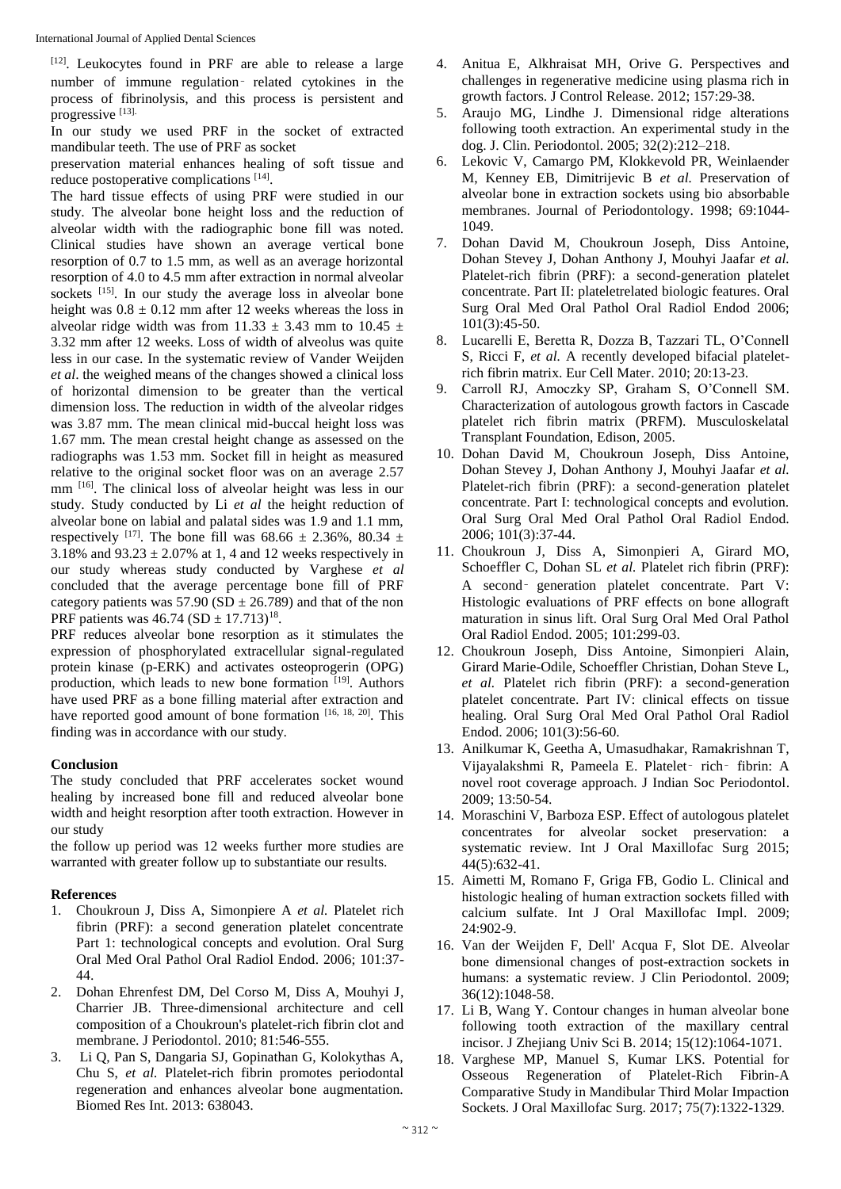[12]. Leukocytes found in PRF are able to release a large number of immune regulation‐related cytokines in the process of fibrinolysis, and this process is persistent and progressive [13].

In our study we used PRF in the socket of extracted mandibular teeth. The use of PRF as socket

preservation material enhances healing of soft tissue and reduce postoperative complications [14].

The hard tissue effects of using PRF were studied in our study. The alveolar bone height loss and the reduction of alveolar width with the radiographic bone fill was noted. Clinical studies have shown an average vertical bone resorption of 0.7 to 1.5 mm, as well as an average horizontal resorption of 4.0 to 4.5 mm after extraction in normal alveolar sockets [15]. In our study the average loss in alveolar bone height was $0.8 \pm 0.12$ mm after 12 weeks whereas the loss in alveolar ridge width was from $11.33 \pm 3.43$ mm to $10.45 \pm 3.32$ mm after 12 weeks. Loss of width of alveolus was quite less in our case. In the systematic review of Vander Weijden *et al*. the weighed means of the changes showed a clinical loss of horizontal dimension to be greater than the vertical dimension loss. The reduction in width of the alveolar ridges was 3.87 mm. The mean clinical mid-buccal height loss was 1.67 mm. The mean crestal height change as assessed on the radiographs was 1.53 mm. Socket fill in height as measured relative to the original socket floor was on an average 2.57 mm [16]. The clinical loss of alveolar height was less in our study. Study conducted by Li *et al* the height reduction of alveolar bone on labial and palatal sides was 1.9 and 1.1 mm, respectively [17]. The bone fill was $68.66 \pm 2.36\%$, $80.34 \pm 3.18\%$ and $93.23 \pm 2.07\%$ at 1, 4 and 12 weeks respectively in our study whereas study conducted by Varghese *et al* concluded that the average percentage bone fill of PRF category patients was 57.90 (SD ± 26.789) and that of the non PRF patients was 46.74 (SD ± 17.713)[18].

PRF reduces alveolar bone resorption as it stimulates the expression of phosphorylated extracellular signal-regulated protein kinase (p-ERK) and activates osteoprogerin (OPG) production, which leads to new bone formation [19]. Authors have used PRF as a bone filling material after extraction and have reported good amount of bone formation [16, 18, 20]. This finding was in accordance with our study.

## Conclusion

The study concluded that PRF accelerates socket wound healing by increased bone fill and reduced alveolar bone width and height resorption after tooth extraction. However in our study

the follow up period was 12 weeks further more studies are warranted with greater follow up to substantiate our results.

## References

1. Choukroun J, Diss A, Simonpiere A *et al.* Platelet rich fibrin (PRF): a second generation platelet concentrate Part 1: technological concepts and evolution. Oral Surg Oral Med Oral Pathol Oral Radiol Endod. 2006; 101:37-44.
2. Dohan Ehrenfest DM, Del Corso M, Diss A, Mouhyi J, Charrier JB. Three-dimensional architecture and cell composition of a Choukroun's platelet-rich fibrin clot and membrane. J Periodontol. 2010; 81:546-555.
3. Li Q, Pan S, Dangaria SJ, Gopinathan G, Kolokythas A, Chu S, *et al.* Platelet-rich fibrin promotes periodontal regeneration and enhances alveolar bone augmentation. Biomed Res Int. 2013: 638043.
4. Anitua E, Alkhraisat MH, Orive G. Perspectives and challenges in regenerative medicine using plasma rich in growth factors. J Control Release. 2012; 157:29-38.
5. Araujo MG, Lindhe J. Dimensional ridge alterations following tooth extraction. An experimental study in the dog. J. Clin. Periodontol. 2005; 32(2):212–218.
6. Lekovic V, Camargo PM, Klokkevold PR, Weinlaender M, Kenney EB, Dimitrijevic B *et al.* Preservation of alveolar bone in extraction sockets using bio absorbable membranes. Journal of Periodontology. 1998; 69:1044-1049.
7. Dohan David M, Choukroun Joseph, Diss Antoine, Dohan Stevey J, Dohan Anthony J, Mouhyi Jaafar *et al.* Platelet-rich fibrin (PRF): a second-generation platelet concentrate. Part II: plateletrelated biologic features. Oral Surg Oral Med Oral Pathol Oral Radiol Endod 2006; 101(3):45-50.
8. Lucarelli E, Beretta R, Dozza B, Tazzari TL, O'Connell S, Ricci F, *et al.* A recently developed bifacial platelet-rich fibrin matrix. Eur Cell Mater. 2010; 20:13-23.
9. Carroll RJ, Amoczky SP, Graham S, O'Connell SM. Characterization of autologous growth factors in Cascade platelet rich fibrin matrix (PRFM). Musculoskelatal Transplant Foundation, Edison, 2005.
10. Dohan David M, Choukroun Joseph, Diss Antoine, Dohan Stevey J, Dohan Anthony J, Mouhyi Jaafar *et al.* Platelet-rich fibrin (PRF): a second-generation platelet concentrate. Part I: technological concepts and evolution. Oral Surg Oral Med Oral Pathol Oral Radiol Endod. 2006; 101(3):37-44.
11. Choukroun J, Diss A, Simonpieri A, Girard MO, Schoeffler C, Dohan SL *et al.* Platelet rich fibrin (PRF): A second‐generation platelet concentrate. Part V: Histologic evaluations of PRF effects on bone allograft maturation in sinus lift. Oral Surg Oral Med Oral Pathol Oral Radiol Endod. 2005; 101:299-03.
12. Choukroun Joseph, Diss Antoine, Simonpieri Alain, Girard Marie-Odile, Schoeffler Christian, Dohan Steve L, *et al.* Platelet rich fibrin (PRF): a second-generation platelet concentrate. Part IV: clinical effects on tissue healing. Oral Surg Oral Med Oral Pathol Oral Radiol Endod. 2006; 101(3):56-60.
13. Anilkumar K, Geetha A, Umasudhakar, Ramakrishnan T, Vijayalakshmi R, Pameela E. Platelet‐rich‐fibrin: A novel root coverage approach. J Indian Soc Periodontol. 2009; 13:50-54.
14. Moraschini V, Barboza ESP. Effect of autologous platelet concentrates for alveolar socket preservation: a systematic review. Int J Oral Maxillofac Surg 2015; 44(5):632-41.
15. Aimetti M, Romano F, Griga FB, Godio L. Clinical and histologic healing of human extraction sockets filled with calcium sulfate. Int J Oral Maxillofac Impl. 2009; 24:902-9.
16. Van der Weijden F, Dell' Acqua F, Slot DE. Alveolar bone dimensional changes of post-extraction sockets in humans: a systematic review. J Clin Periodontol. 2009; 36(12):1048-58.
17. Li B, Wang Y. Contour changes in human alveolar bone following tooth extraction of the maxillary central incisor. J Zhejiang Univ Sci B. 2014; 15(12):1064-1071.
18. Varghese MP, Manuel S, Kumar LKS. Potential for Osseous Regeneration of Platelet-Rich Fibrin-A Comparative Study in Mandibular Third Molar Impaction Sockets. J Oral Maxillofac Surg. 2017; 75(7):1322-1329.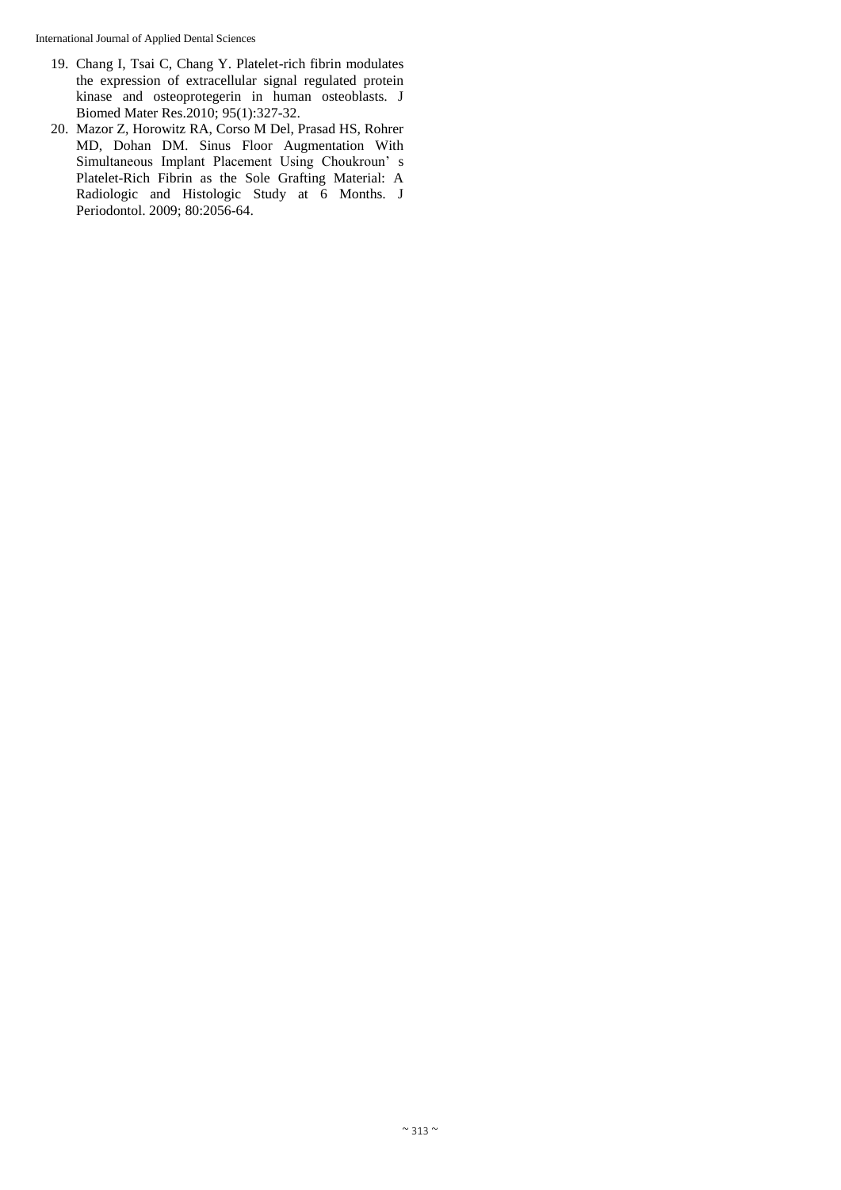19. Chang I, Tsai C, Chang Y. Platelet-rich fibrin modulates the expression of extracellular signal regulated protein kinase and osteoprotegerin in human osteoblasts. J Biomed Mater Res.2010; 95(1):327-32.
20. Mazor Z, Horowitz RA, Corso M Del, Prasad HS, Rohrer MD, Dohan DM. Sinus Floor Augmentation With Simultaneous Implant Placement Using Choukroun' s Platelet-Rich Fibrin as the Sole Grafting Material: A Radiologic and Histologic Study at 6 Months. J Periodontol. 2009; 80:2056-64.